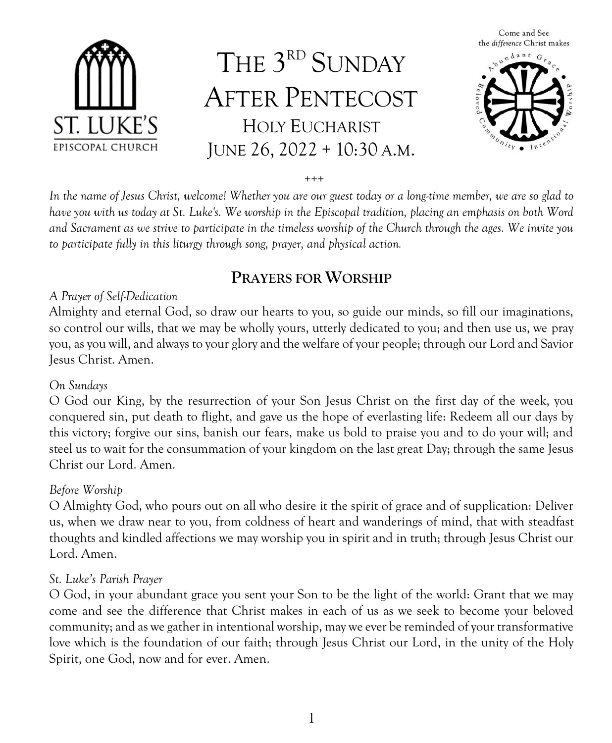# The 3rd Sunday After Pentecost

## Holy Eucharist

## June 26, 2022 + 10:30 a.m.

+++

*In the name of Jesus Christ, welcome! Whether you are our guest today or a long-time member, we are so glad to have you with us today at St. Luke's. We worship in the Episcopal tradition, placing an emphasis on both Word and Sacrament as we strive to participate in the timeless worship of the Church through the ages. We invite you to participate fully in this liturgy through song, prayer, and physical action.*

## Prayers for Worship

*A Prayer of Self-Dedication*

Almighty and eternal God, so draw our hearts to you, so guide our minds, so fill our imaginations, so control our wills, that we may be wholly yours, utterly dedicated to you; and then use us, we pray you, as you will, and always to your glory and the welfare of your people; through our Lord and Savior Jesus Christ. Amen.

*On Sundays*

O God our King, by the resurrection of your Son Jesus Christ on the first day of the week, you conquered sin, put death to flight, and gave us the hope of everlasting life: Redeem all our days by this victory; forgive our sins, banish our fears, make us bold to praise you and to do your will; and steel us to wait for the consummation of your kingdom on the last great Day; through the same Jesus Christ our Lord. Amen.

*Before Worship*

O Almighty God, who pours out on all who desire it the spirit of grace and of supplication: Deliver us, when we draw near to you, from coldness of heart and wanderings of mind, that with steadfast thoughts and kindled affections we may worship you in spirit and in truth; through Jesus Christ our Lord. Amen.

*St. Luke's Parish Prayer*

O God, in your abundant grace you sent your Son to be the light of the world: Grant that we may come and see the difference that Christ makes in each of us as we seek to become your beloved community; and as we gather in intentional worship, may we ever be reminded of your transformative love which is the foundation of our faith; through Jesus Christ our Lord, in the unity of the Holy Spirit, one God, now and for ever. Amen.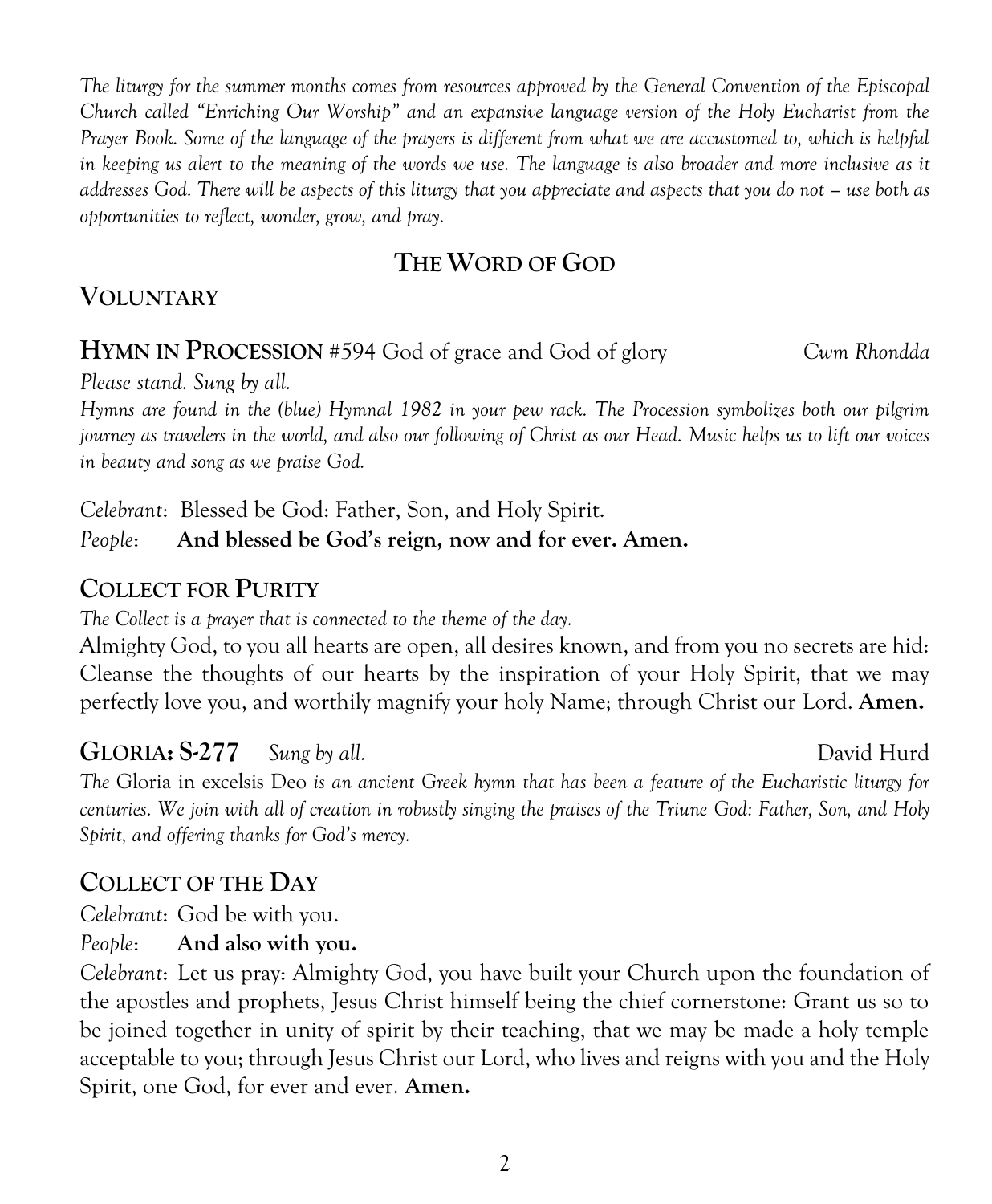*The liturgy for the summer months comes from resources approved by the General Convention of the Episcopal Church called "Enriching Our Worship" and an expansive language version of the Holy Eucharist from the Prayer Book. Some of the language of the prayers is different from what we are accustomed to, which is helpful in keeping us alert to the meaning of the words we use. The language is also broader and more inclusive as it addresses God. There will be aspects of this liturgy that you appreciate and aspects that you do not – use both as opportunities to reflect, wonder, grow, and pray.*

# THE WORD OF GOD

## VOLUNTARY

## HYMN IN PROCESSION #594 God of grace and God of glory *Cwm Rhondda*

*Please stand. Sung by all.*

*Hymns are found in the (blue) Hymnal 1982 in your pew rack. The Procession symbolizes both our pilgrim journey as travelers in the world, and also our following of Christ as our Head. Music helps us to lift our voices in beauty and song as we praise God.*

*Celebrant*: Blessed be God: Father, Son, and Holy Spirit.

*People*: **And blessed be God's reign, now and for ever. Amen.**

## COLLECT FOR PURITY

*The Collect is a prayer that is connected to the theme of the day.*

Almighty God, to you all hearts are open, all desires known, and from you no secrets are hid: Cleanse the thoughts of our hearts by the inspiration of your Holy Spirit, that we may perfectly love you, and worthily magnify your holy Name; through Christ our Lord. **Amen.**

## GLORIA: S-277 *Sung by all.* David Hurd

*The* Gloria in excelsis Deo *is an ancient Greek hymn that has been a feature of the Eucharistic liturgy for centuries. We join with all of creation in robustly singing the praises of the Triune God: Father, Son, and Holy Spirit, and offering thanks for God's mercy.*

## COLLECT OF THE DAY

*Celebrant*: God be with you.

*People*: **And also with you.**

*Celebrant*: Let us pray: Almighty God, you have built your Church upon the foundation of the apostles and prophets, Jesus Christ himself being the chief cornerstone: Grant us so to be joined together in unity of spirit by their teaching, that we may be made a holy temple acceptable to you; through Jesus Christ our Lord, who lives and reigns with you and the Holy Spirit, one God, for ever and ever. **Amen.**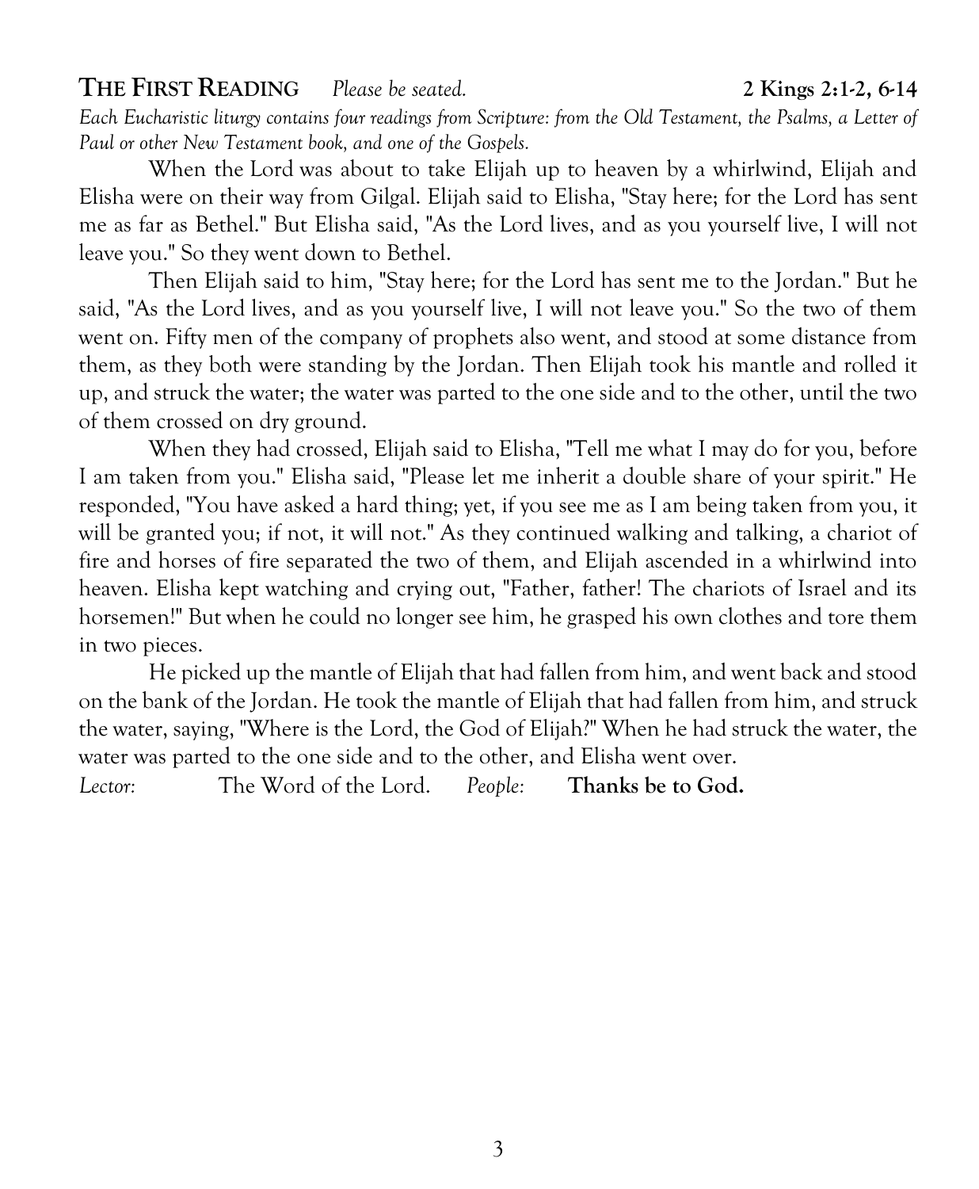## THE FIRST READING *Please be seated.* **2 Kings 2:1-2, 6-14**

*Each Eucharistic liturgy contains four readings from Scripture: from the Old Testament, the Psalms, a Letter of Paul or other New Testament book, and one of the Gospels.*

When the Lord was about to take Elijah up to heaven by a whirlwind, Elijah and Elisha were on their way from Gilgal. Elijah said to Elisha, "Stay here; for the Lord has sent me as far as Bethel." But Elisha said, "As the Lord lives, and as you yourself live, I will not leave you." So they went down to Bethel.

Then Elijah said to him, "Stay here; for the Lord has sent me to the Jordan." But he said, "As the Lord lives, and as you yourself live, I will not leave you." So the two of them went on. Fifty men of the company of prophets also went, and stood at some distance from them, as they both were standing by the Jordan. Then Elijah took his mantle and rolled it up, and struck the water; the water was parted to the one side and to the other, until the two of them crossed on dry ground.

When they had crossed, Elijah said to Elisha, "Tell me what I may do for you, before I am taken from you." Elisha said, "Please let me inherit a double share of your spirit." He responded, "You have asked a hard thing; yet, if you see me as I am being taken from you, it will be granted you; if not, it will not." As they continued walking and talking, a chariot of fire and horses of fire separated the two of them, and Elijah ascended in a whirlwind into heaven. Elisha kept watching and crying out, "Father, father! The chariots of Israel and its horsemen!" But when he could no longer see him, he grasped his own clothes and tore them in two pieces.

He picked up the mantle of Elijah that had fallen from him, and went back and stood on the bank of the Jordan. He took the mantle of Elijah that had fallen from him, and struck the water, saying, "Where is the Lord, the God of Elijah?" When he had struck the water, the water was parted to the one side and to the other, and Elisha went over.

*Lector:* The Word of the Lord. *People:* **Thanks be to God.**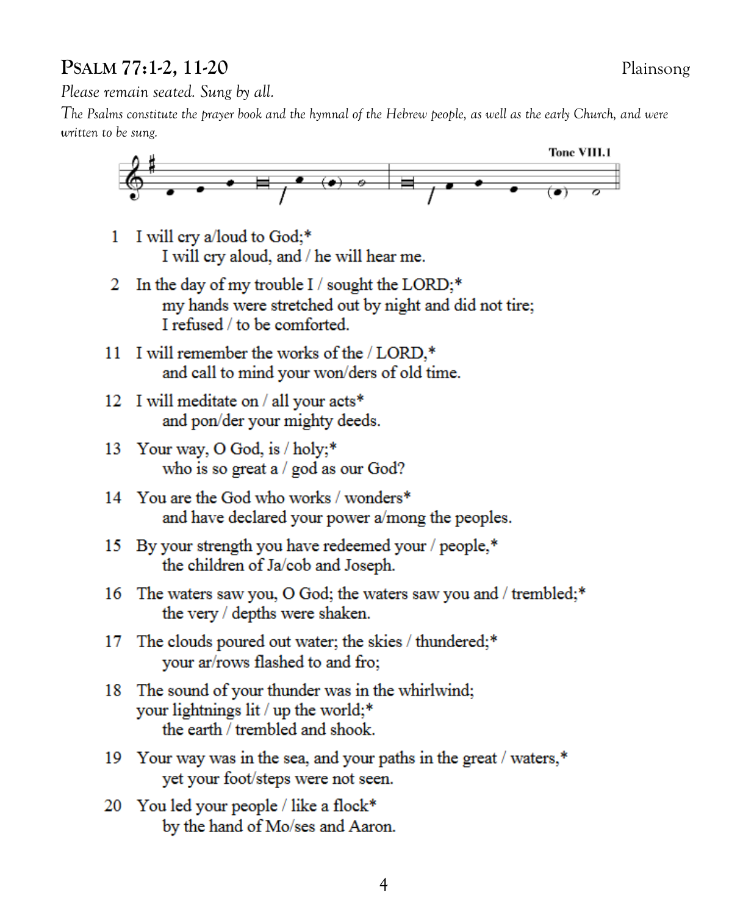## PSALM 77:1-2, 11-20 Plainsong

*Please remain seated. Sung by all.*

*The Psalms constitute the prayer book and the hymnal of the Hebrew people, as well as the early Church, and were written to be sung.*

Tone VIII.1

1 I will cry a/loud to God;*
    I will cry aloud, and / he will hear me.

2 In the day of my trouble I / sought the LORD;*
    my hands were stretched out by night and did not tire;
    I refused / to be comforted.

11 I will remember the works of the / LORD,*
    and call to mind your won/ders of old time.

12 I will meditate on / all your acts*
    and pon/der your mighty deeds.

13 Your way, O God, is / holy;*
    who is so great a / god as our God?

14 You are the God who works / wonders*
    and have declared your power a/mong the peoples.

15 By your strength you have redeemed your / people,*
    the children of Ja/cob and Joseph.

16 The waters saw you, O God; the waters saw you and / trembled;*
    the very / depths were shaken.

17 The clouds poured out water; the skies / thundered;*
    your ar/rows flashed to and fro;

18 The sound of your thunder was in the whirlwind;
    your lightnings lit / up the world;*
    the earth / trembled and shook.

19 Your way was in the sea, and your paths in the great / waters,*
    yet your foot/steps were not seen.

20 You led your people / like a flock*
    by the hand of Mo/ses and Aaron.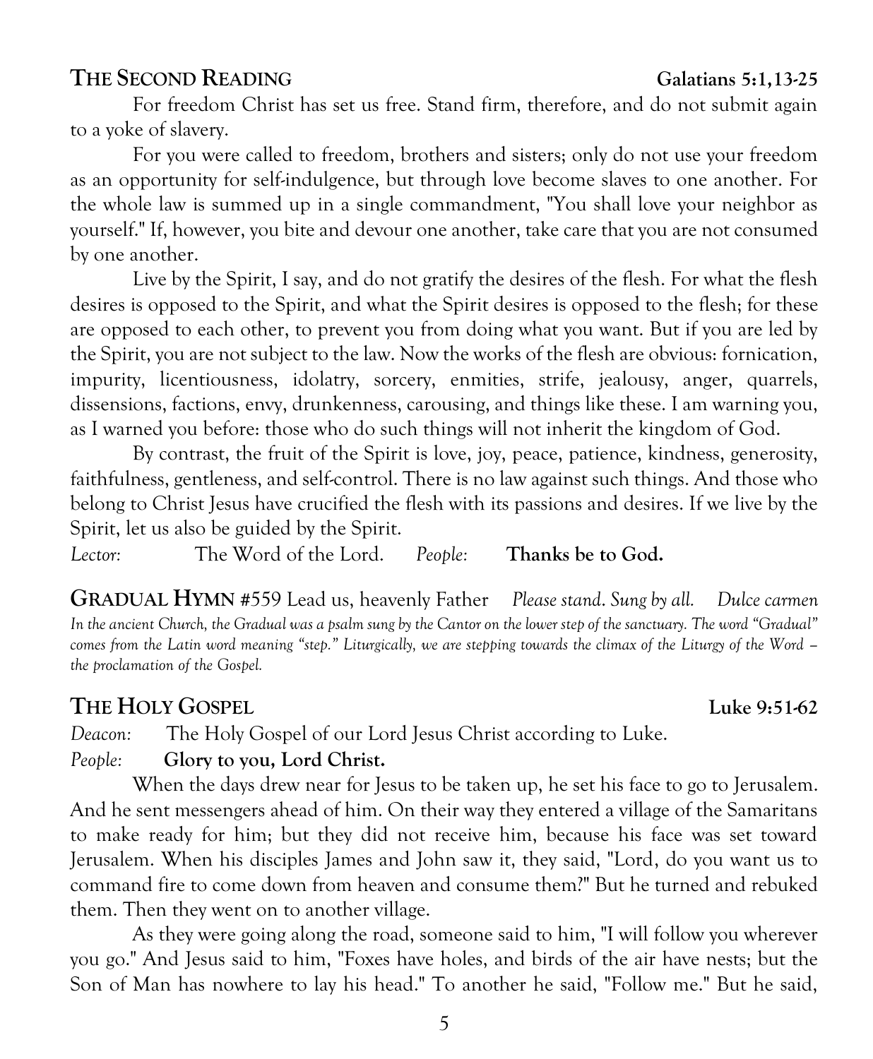## THE SECOND READING Galatians 5:1,13-25

For freedom Christ has set us free. Stand firm, therefore, and do not submit again to a yoke of slavery.

For you were called to freedom, brothers and sisters; only do not use your freedom as an opportunity for self-indulgence, but through love become slaves to one another. For the whole law is summed up in a single commandment, "You shall love your neighbor as yourself." If, however, you bite and devour one another, take care that you are not consumed by one another.

Live by the Spirit, I say, and do not gratify the desires of the flesh. For what the flesh desires is opposed to the Spirit, and what the Spirit desires is opposed to the flesh; for these are opposed to each other, to prevent you from doing what you want. But if you are led by the Spirit, you are not subject to the law. Now the works of the flesh are obvious: fornication, impurity, licentiousness, idolatry, sorcery, enmities, strife, jealousy, anger, quarrels, dissensions, factions, envy, drunkenness, carousing, and things like these. I am warning you, as I warned you before: those who do such things will not inherit the kingdom of God.

By contrast, the fruit of the Spirit is love, joy, peace, patience, kindness, generosity, faithfulness, gentleness, and self-control. There is no law against such things. And those who belong to Christ Jesus have crucified the flesh with its passions and desires. If we live by the Spirit, let us also be guided by the Spirit.

*Lector:* The Word of the Lord. *People:* **Thanks be to God.**

**GRADUAL HYMN** #559 Lead us, heavenly Father *Please stand. Sung by all.* *Dulce carmen*

*In the ancient Church, the Gradual was a psalm sung by the Cantor on the lower step of the sanctuary. The word "Gradual" comes from the Latin word meaning "step." Liturgically, we are stepping towards the climax of the Liturgy of the Word – the proclamation of the Gospel.*

## THE HOLY GOSPEL Luke 9:51-62

*Deacon:* The Holy Gospel of our Lord Jesus Christ according to Luke.

*People:* **Glory to you, Lord Christ.**

When the days drew near for Jesus to be taken up, he set his face to go to Jerusalem. And he sent messengers ahead of him. On their way they entered a village of the Samaritans to make ready for him; but they did not receive him, because his face was set toward Jerusalem. When his disciples James and John saw it, they said, "Lord, do you want us to command fire to come down from heaven and consume them?" But he turned and rebuked them. Then they went on to another village.

As they were going along the road, someone said to him, "I will follow you wherever you go." And Jesus said to him, "Foxes have holes, and birds of the air have nests; but the Son of Man has nowhere to lay his head." To another he said, "Follow me." But he said,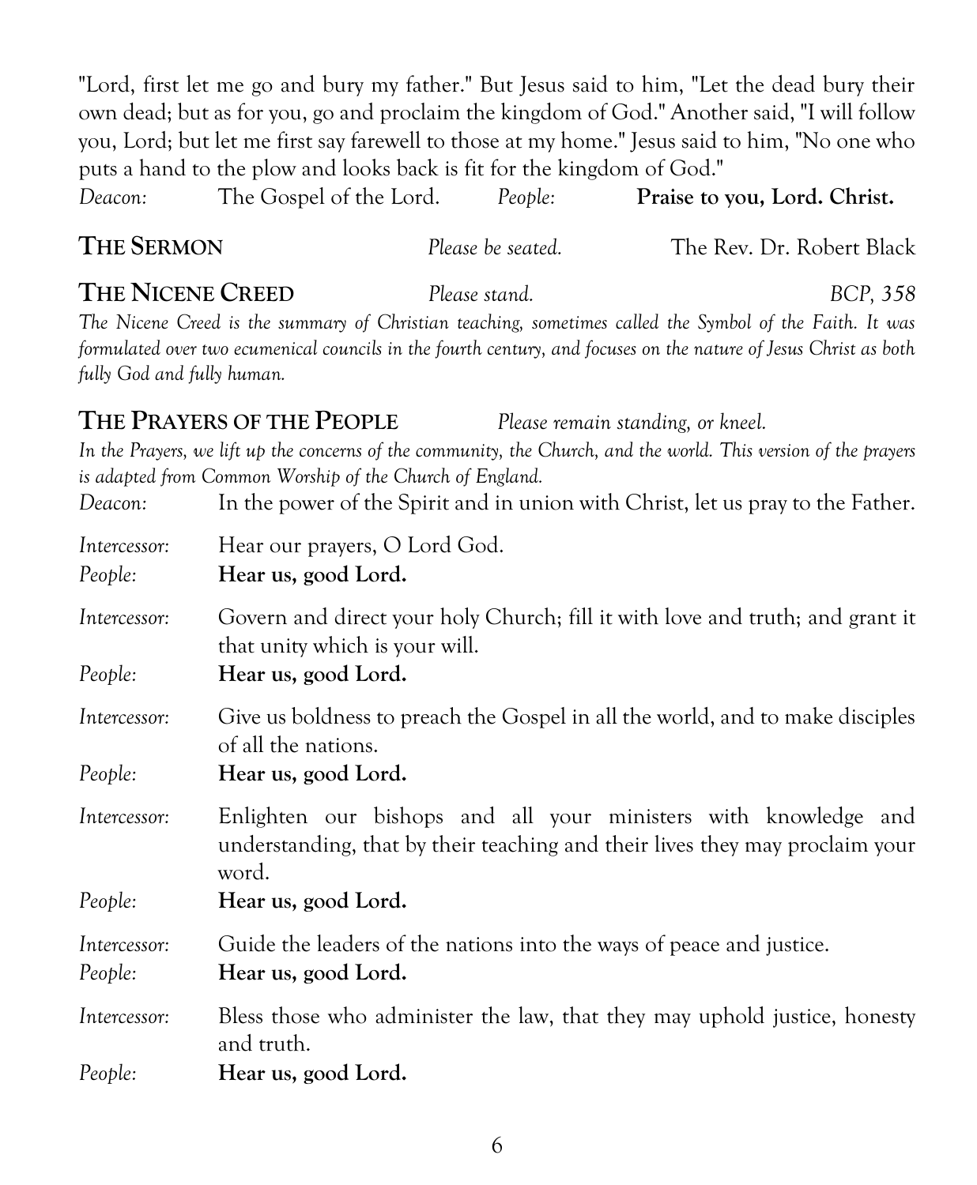"Lord, first let me go and bury my father." But Jesus said to him, "Let the dead bury their own dead; but as for you, go and proclaim the kingdom of God." Another said, "I will follow you, Lord; but let me first say farewell to those at my home." Jesus said to him, "No one who puts a hand to the plow and looks back is fit for the kingdom of God."

*Deacon:* The Gospel of the Lord. *People:* **Praise to you, Lord. Christ.**

## THE SERMON

*Please be seated.* The Rev. Dr. Robert Black

## THE NICENE CREED

*Please stand.* *BCP, 358*

*The Nicene Creed is the summary of Christian teaching, sometimes called the Symbol of the Faith. It was formulated over two ecumenical councils in the fourth century, and focuses on the nature of Jesus Christ as both fully God and fully human.*

## THE PRAYERS OF THE PEOPLE

*Please remain standing, or kneel.*

*In the Prayers, we lift up the concerns of the community, the Church, and the world. This version of the prayers is adapted from Common Worship of the Church of England.*

*Deacon:* In the power of the Spirit and in union with Christ, let us pray to the Father.

*Intercessor:* Hear our prayers, O Lord God.
*People:* **Hear us, good Lord.**

*Intercessor:* Govern and direct your holy Church; fill it with love and truth; and grant it that unity which is your will.
*People:* **Hear us, good Lord.**

*Intercessor:* Give us boldness to preach the Gospel in all the world, and to make disciples of all the nations.
*People:* **Hear us, good Lord.**

*Intercessor:* Enlighten our bishops and all your ministers with knowledge and understanding, that by their teaching and their lives they may proclaim your word.
*People:* **Hear us, good Lord.**

*Intercessor:* Guide the leaders of the nations into the ways of peace and justice.
*People:* **Hear us, good Lord.**

*Intercessor:* Bless those who administer the law, that they may uphold justice, honesty and truth.
*People:* **Hear us, good Lord.**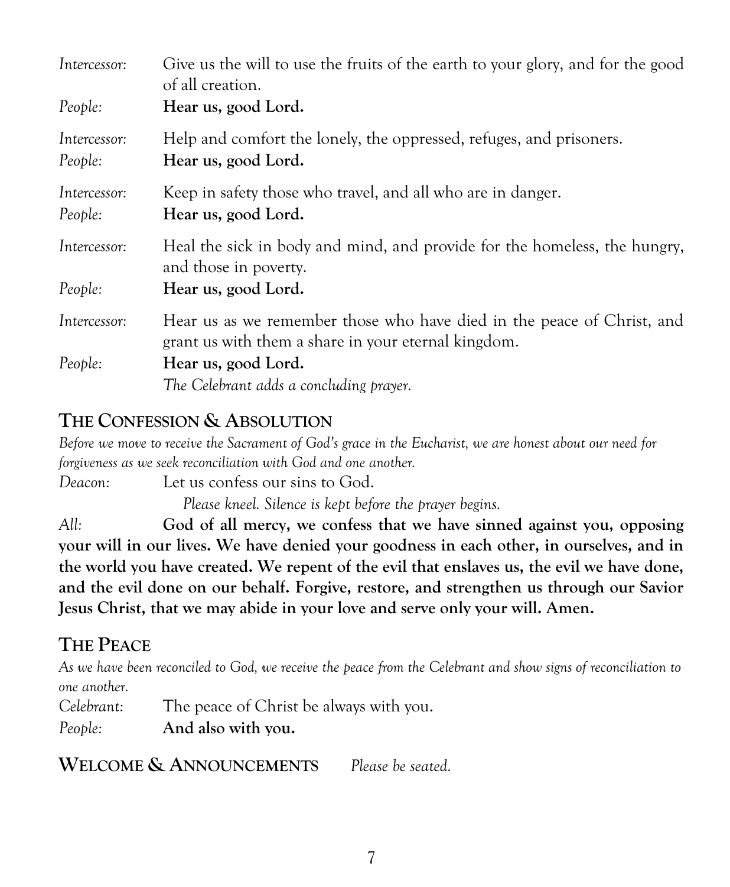*Intercessor:* Give us the will to use the fruits of the earth to your glory, and for the good of all creation.

*People:* **Hear us, good Lord.**

*Intercessor:* Help and comfort the lonely, the oppressed, refuges, and prisoners.

*People:* **Hear us, good Lord.**

*Intercessor:* Keep in safety those who travel, and all who are in danger.

*People:* **Hear us, good Lord.**

*Intercessor:* Heal the sick in body and mind, and provide for the homeless, the hungry, and those in poverty.

*People:* **Hear us, good Lord.**

*Intercessor:* Hear us as we remember those who have died in the peace of Christ, and grant us with them a share in your eternal kingdom.

*People:* **Hear us, good Lord.**

*The Celebrant adds a concluding prayer.*

## THE CONFESSION & ABSOLUTION

*Before we move to receive the Sacrament of God's grace in the Eucharist, we are honest about our need for forgiveness as we seek reconciliation with God and one another.*

*Deacon:* Let us confess our sins to God.

*Please kneel. Silence is kept before the prayer begins.*

*All:* **God of all mercy, we confess that we have sinned against you, opposing your will in our lives. We have denied your goodness in each other, in ourselves, and in the world you have created. We repent of the evil that enslaves us, the evil we have done, and the evil done on our behalf. Forgive, restore, and strengthen us through our Savior Jesus Christ, that we may abide in your love and serve only your will. Amen.**

## THE PEACE

*As we have been reconciled to God, we receive the peace from the Celebrant and show signs of reconciliation to one another.*

*Celebrant:* The peace of Christ be always with you.

*People:* **And also with you.**

## WELCOME & ANNOUNCEMENTS *Please be seated.*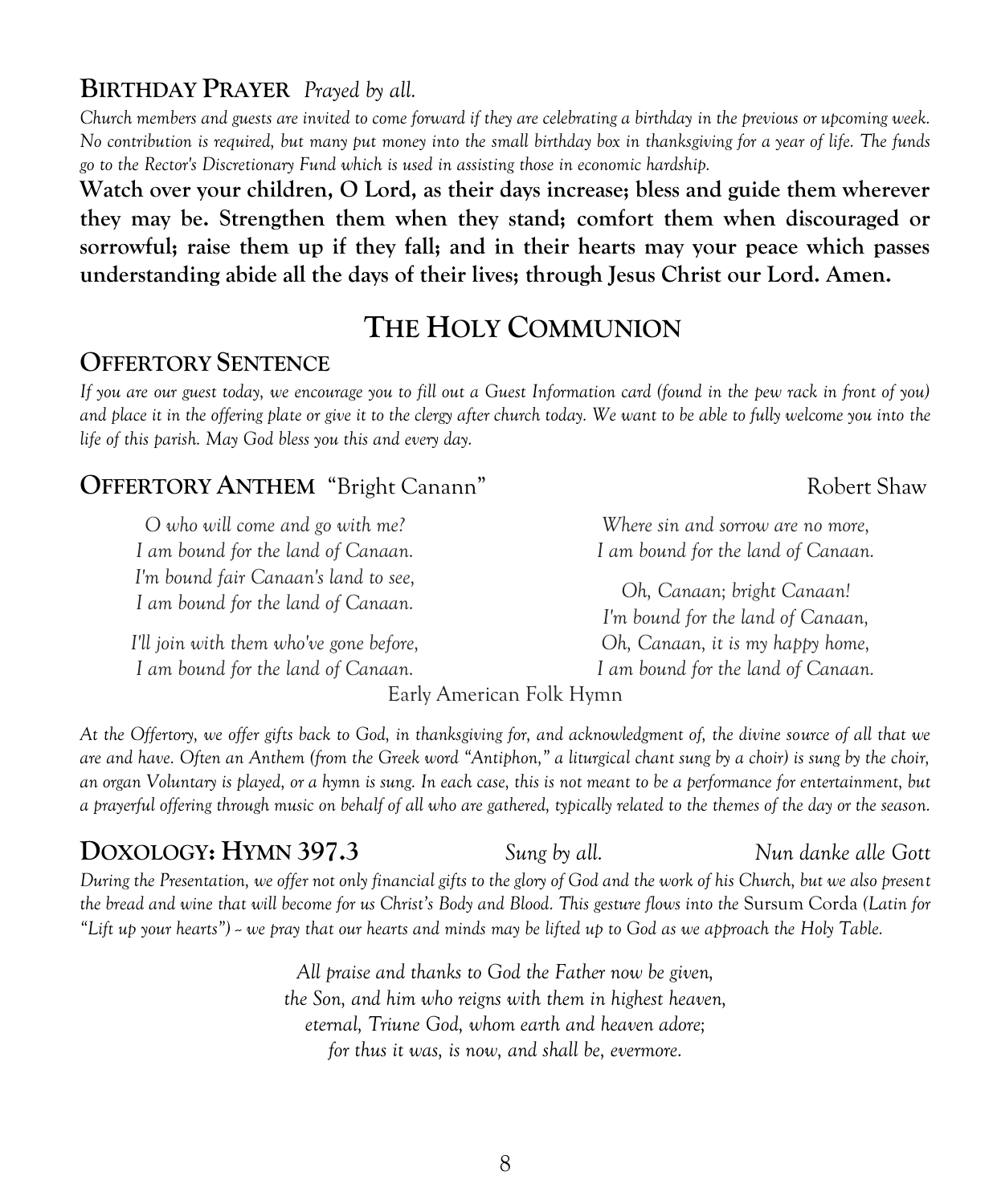## **Birthday Prayer** *Prayed by all.*

*Church members and guests are invited to come forward if they are celebrating a birthday in the previous or upcoming week. No contribution is required, but many put money into the small birthday box in thanksgiving for a year of life. The funds go to the Rector's Discretionary Fund which is used in assisting those in economic hardship.*

**Watch over your children, O Lord, as their days increase; bless and guide them wherever they may be. Strengthen them when they stand; comfort them when discouraged or sorrowful; raise them up if they fall; and in their hearts may your peace which passes understanding abide all the days of their lives; through Jesus Christ our Lord. Amen.**

# The Holy Communion

## Offertory Sentence

*If you are our guest today, we encourage you to fill out a Guest Information card (found in the pew rack in front of you) and place it in the offering plate or give it to the clergy after church today. We want to be able to fully welcome you into the life of this parish. May God bless you this and every day.*

## **Offertory Anthem** "Bright Canann" Robert Shaw

*O who will come and go with me?*
*I am bound for the land of Canaan.*
*I'm bound fair Canaan's land to see,*
*I am bound for the land of Canaan.*

*I'll join with them who've gone before,*
*I am bound for the land of Canaan.*
*Where sin and sorrow are no more,*
*I am bound for the land of Canaan.*

*Oh, Canaan; bright Canaan!*
*I'm bound for the land of Canaan,*
*Oh, Canaan, it is my happy home,*
*I am bound for the land of Canaan.*

Early American Folk Hymn

*At the Offertory, we offer gifts back to God, in thanksgiving for, and acknowledgment of, the divine source of all that we are and have. Often an Anthem (from the Greek word "Antiphon," a liturgical chant sung by a choir) is sung by the choir, an organ Voluntary is played, or a hymn is sung. In each case, this is not meant to be a performance for entertainment, but a prayerful offering through music on behalf of all who are gathered, typically related to the themes of the day or the season.*

## **Doxology: Hymn 397.3** *Sung by all.* *Nun danke alle Gott*

*During the Presentation, we offer not only financial gifts to the glory of God and the work of his Church, but we also present the bread and wine that will become for us Christ's Body and Blood. This gesture flows into the* Sursum Corda *(Latin for "Lift up your hearts") – we pray that our hearts and minds may be lifted up to God as we approach the Holy Table.*

*All praise and thanks to God the Father now be given,*
*the Son, and him who reigns with them in highest heaven,*
*eternal, Triune God, whom earth and heaven adore;*
*for thus it was, is now, and shall be, evermore.*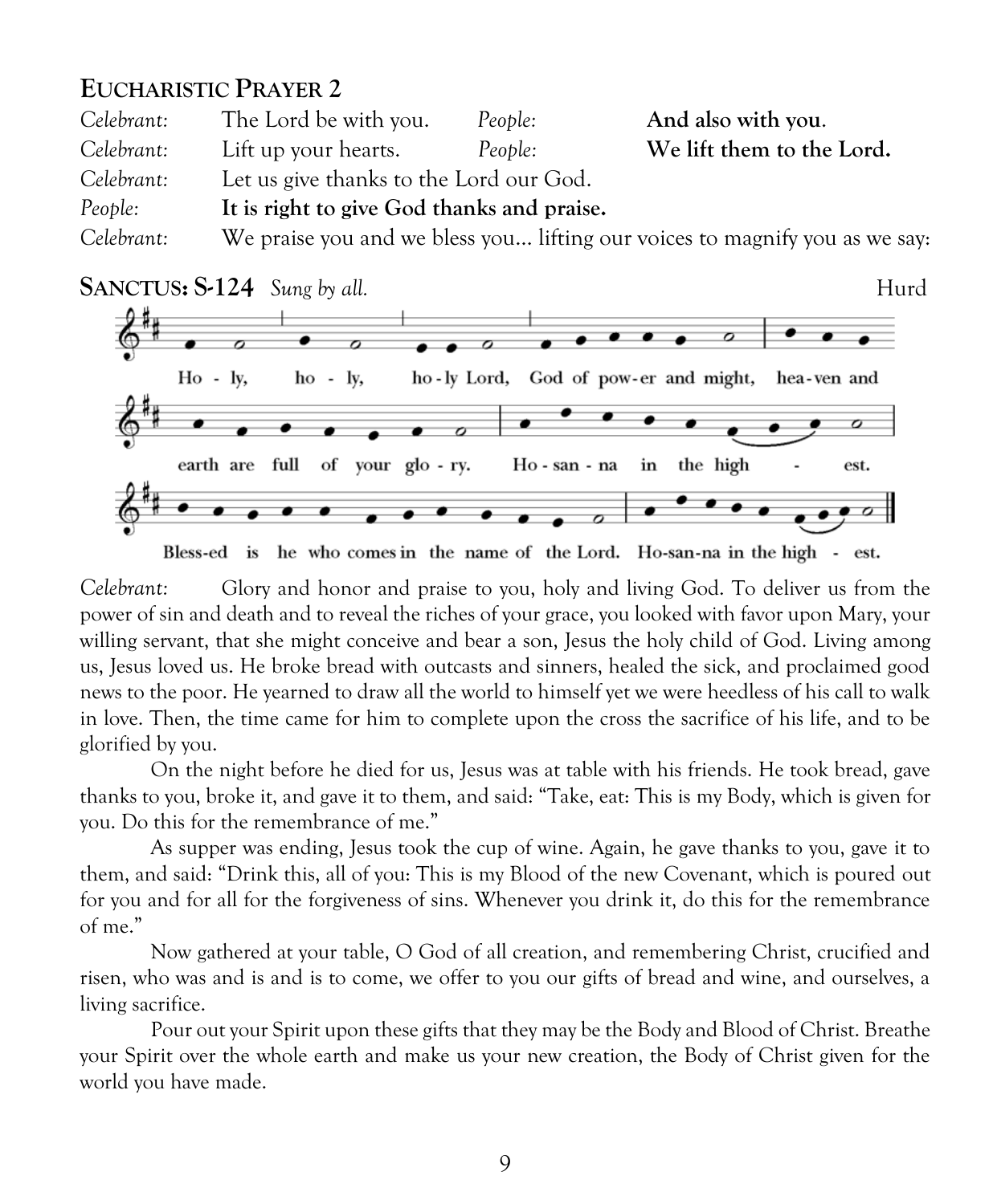## EUCHARISTIC PRAYER 2

*Celebrant:* The Lord be with you. *People:* **And also with you**.

*Celebrant:* Lift up your hearts. *People:* **We lift them to the Lord.**

*Celebrant:* Let us give thanks to the Lord our God.

*People:* **It is right to give God thanks and praise.**

*Celebrant:* We praise you and we bless you… lifting our voices to magnify you as we say:

**SANCTUS: S-124** *Sung by all.* Hurd

Ho - ly, ho - ly, ho - ly Lord, God of pow - er and might, hea - ven and earth are full of your glo - ry. Ho - san - na in the high - est.

Bless-ed is he who comes in the name of the Lord. Ho-san-na in the high - est.

*Celebrant:* Glory and honor and praise to you, holy and living God. To deliver us from the power of sin and death and to reveal the riches of your grace, you looked with favor upon Mary, your willing servant, that she might conceive and bear a son, Jesus the holy child of God. Living among us, Jesus loved us. He broke bread with outcasts and sinners, healed the sick, and proclaimed good news to the poor. He yearned to draw all the world to himself yet we were heedless of his call to walk in love. Then, the time came for him to complete upon the cross the sacrifice of his life, and to be glorified by you.

On the night before he died for us, Jesus was at table with his friends. He took bread, gave thanks to you, broke it, and gave it to them, and said: "Take, eat: This is my Body, which is given for you. Do this for the remembrance of me."

As supper was ending, Jesus took the cup of wine. Again, he gave thanks to you, gave it to them, and said: "Drink this, all of you: This is my Blood of the new Covenant, which is poured out for you and for all for the forgiveness of sins. Whenever you drink it, do this for the remembrance of me."

Now gathered at your table, O God of all creation, and remembering Christ, crucified and risen, who was and is and is to come, we offer to you our gifts of bread and wine, and ourselves, a living sacrifice.

Pour out your Spirit upon these gifts that they may be the Body and Blood of Christ. Breathe your Spirit over the whole earth and make us your new creation, the Body of Christ given for the world you have made.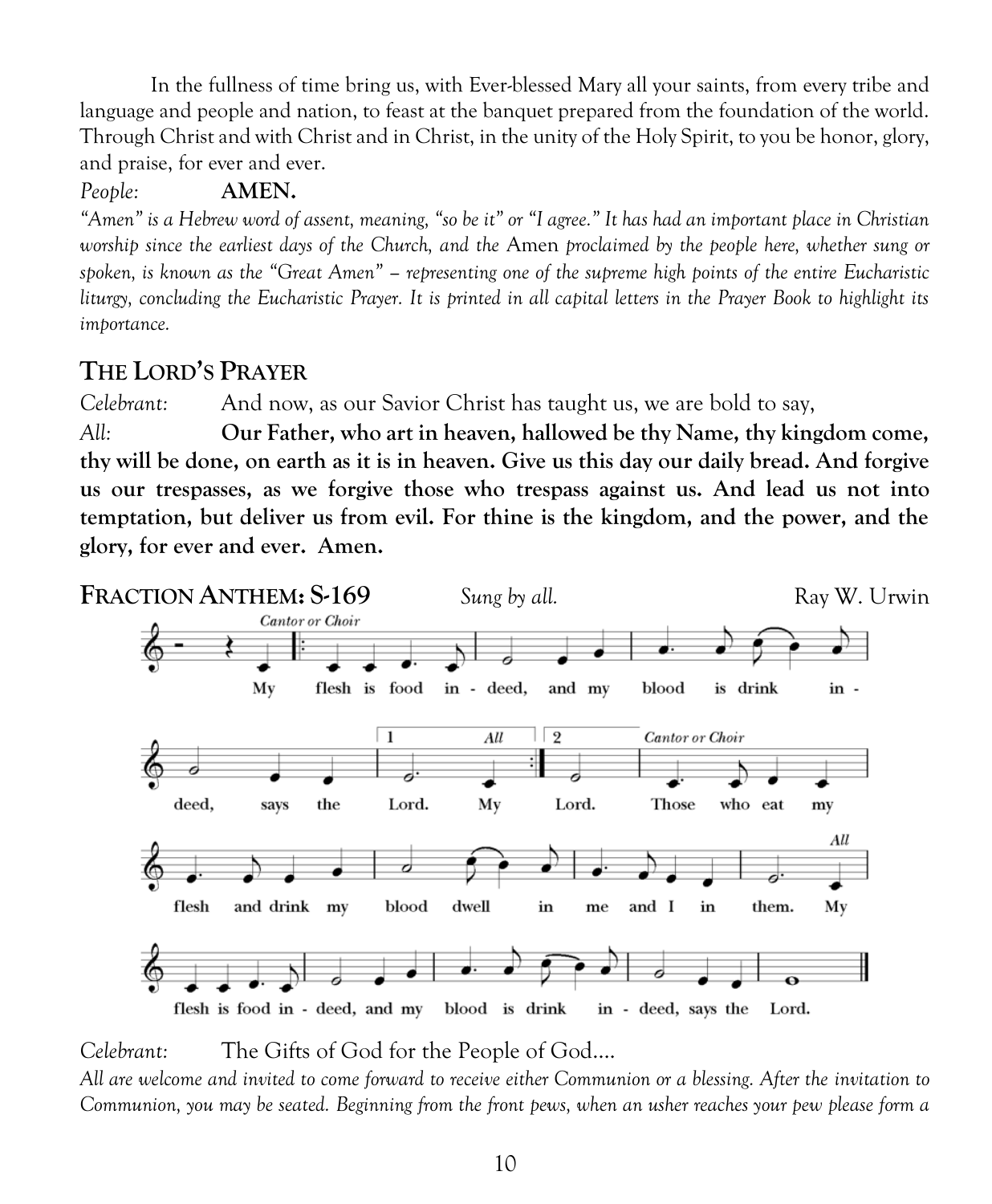In the fullness of time bring us, with Ever-blessed Mary all your saints, from every tribe and language and people and nation, to feast at the banquet prepared from the foundation of the world. Through Christ and with Christ and in Christ, in the unity of the Holy Spirit, to you be honor, glory, and praise, for ever and ever.

*People:* **AMEN.**

*"Amen" is a Hebrew word of assent, meaning, "so be it" or "I agree." It has had an important place in Christian worship since the earliest days of the Church, and the* Amen *proclaimed by the people here, whether sung or spoken, is known as the "Great Amen" – representing one of the supreme high points of the entire Eucharistic liturgy, concluding the Eucharistic Prayer. It is printed in all capital letters in the Prayer Book to highlight its importance.*

## THE LORD'S PRAYER

*Celebrant:* And now, as our Savior Christ has taught us, we are bold to say,

*All:* **Our Father, who art in heaven, hallowed be thy Name, thy kingdom come, thy will be done, on earth as it is in heaven. Give us this day our daily bread. And forgive us our trespasses, as we forgive those who trespass against us. And lead us not into temptation, but deliver us from evil. For thine is the kingdom, and the power, and the glory, for ever and ever. Amen.**

## FRACTION ANTHEM: S-169

*Sung by all.* Ray W. Urwin

*Cantor or Choir*

My flesh is food in - deed, and my blood is drink in - deed, says the Lord. *All* My Lord.

*Cantor or Choir*

Those who eat my flesh and drink my blood dwell in me and I in them. *All* My flesh is food in - deed, and my blood is drink in - deed, says the Lord.

*Celebrant:* The Gifts of God for the People of God….

*All are welcome and invited to come forward to receive either Communion or a blessing. After the invitation to Communion, you may be seated. Beginning from the front pews, when an usher reaches your pew please form a*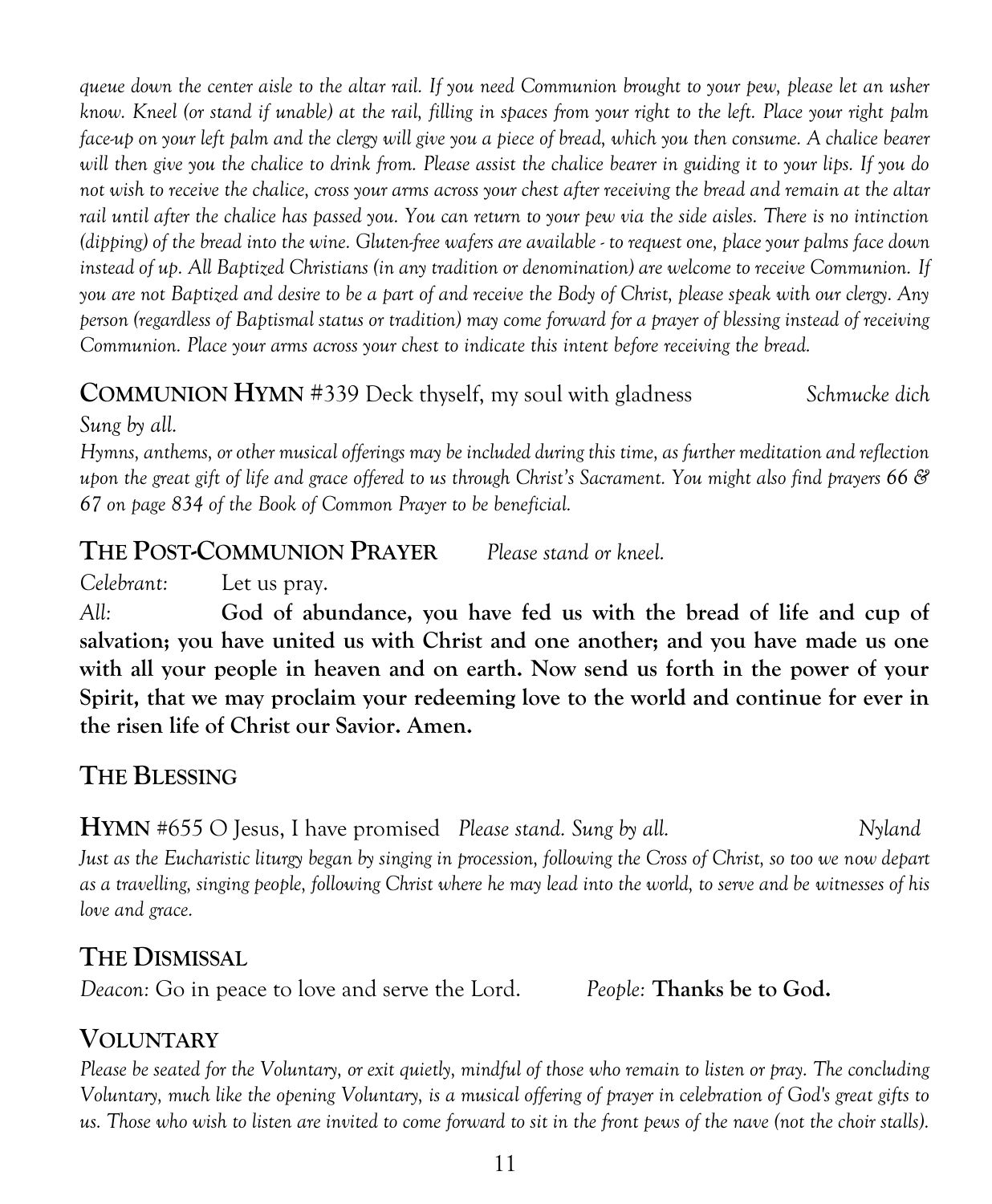*queue down the center aisle to the altar rail. If you need Communion brought to your pew, please let an usher know. Kneel (or stand if unable) at the rail, filling in spaces from your right to the left. Place your right palm face-up on your left palm and the clergy will give you a piece of bread, which you then consume. A chalice bearer will then give you the chalice to drink from. Please assist the chalice bearer in guiding it to your lips. If you do not wish to receive the chalice, cross your arms across your chest after receiving the bread and remain at the altar rail until after the chalice has passed you. You can return to your pew via the side aisles. There is no intinction (dipping) of the bread into the wine. Gluten-free wafers are available - to request one, place your palms face down instead of up. All Baptized Christians (in any tradition or denomination) are welcome to receive Communion. If you are not Baptized and desire to be a part of and receive the Body of Christ, please speak with our clergy. Any person (regardless of Baptismal status or tradition) may come forward for a prayer of blessing instead of receiving Communion. Place your arms across your chest to indicate this intent before receiving the bread.*

## COMMUNION HYMN #339 Deck thyself, my soul with gladness *Schmucke dich*

*Sung by all.*

*Hymns, anthems, or other musical offerings may be included during this time, as further meditation and reflection upon the great gift of life and grace offered to us through Christ's Sacrament. You might also find prayers 66 & 67 on page 834 of the Book of Common Prayer to be beneficial.*

## THE POST-COMMUNION PRAYER *Please stand or kneel.*

*Celebrant:* Let us pray.

*All:* **God of abundance, you have fed us with the bread of life and cup of salvation; you have united us with Christ and one another; and you have made us one with all your people in heaven and on earth. Now send us forth in the power of your Spirit, that we may proclaim your redeeming love to the world and continue for ever in the risen life of Christ our Savior. Amen.**

## THE BLESSING

## HYMN #655 O Jesus, I have promised *Please stand. Sung by all.* *Nyland*

*Just as the Eucharistic liturgy began by singing in procession, following the Cross of Christ, so too we now depart as a travelling, singing people, following Christ where he may lead into the world, to serve and be witnesses of his love and grace.*

## THE DISMISSAL

*Deacon:* Go in peace to love and serve the Lord. *People:* **Thanks be to God.**

## VOLUNTARY

*Please be seated for the Voluntary, or exit quietly, mindful of those who remain to listen or pray. The concluding Voluntary, much like the opening Voluntary, is a musical offering of prayer in celebration of God's great gifts to us. Those who wish to listen are invited to come forward to sit in the front pews of the nave (not the choir stalls).*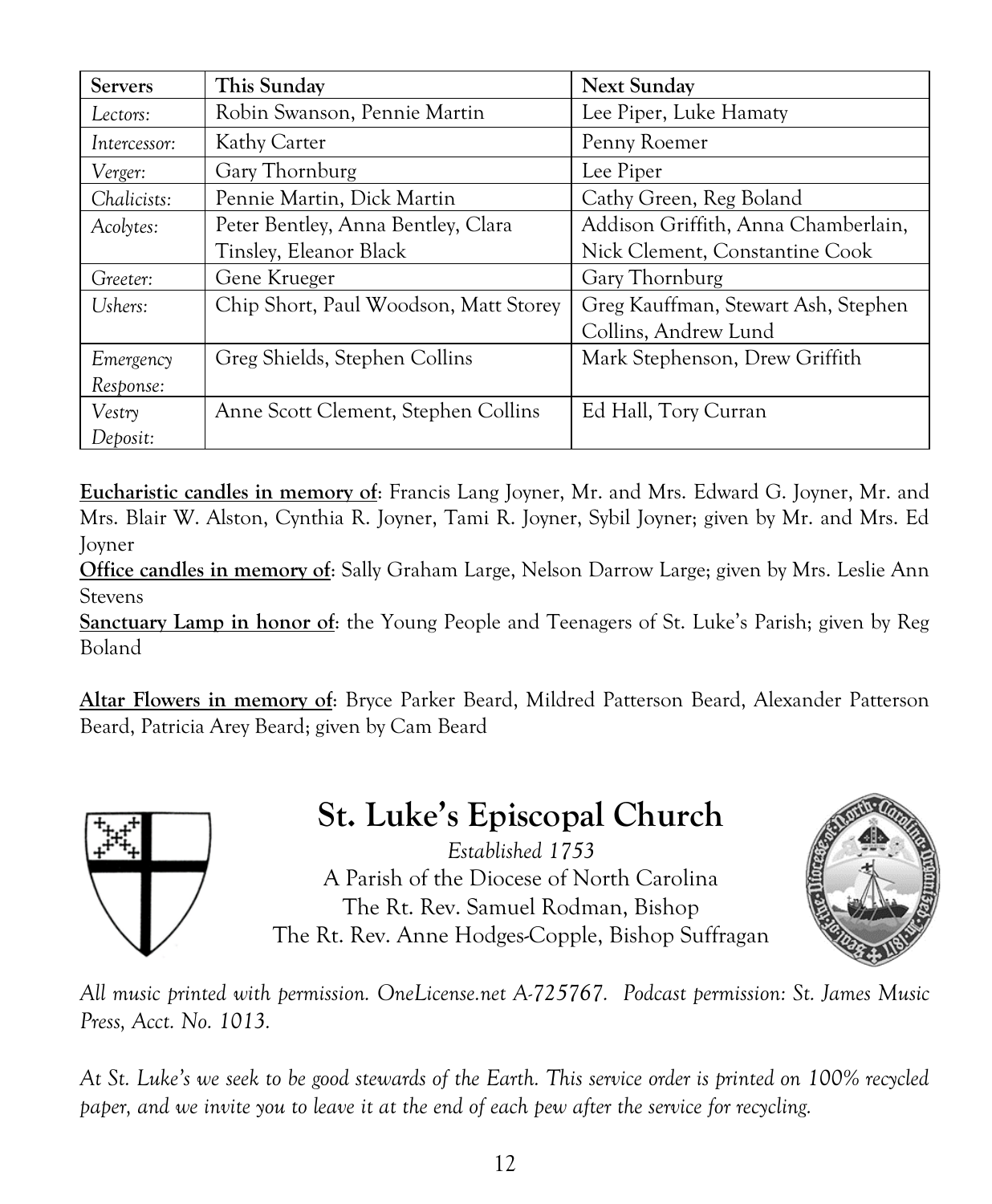| Servers | This Sunday | Next Sunday |
|---|---|---|
| *Lectors:* | Robin Swanson, Pennie Martin | Lee Piper, Luke Hamaty |
| *Intercessor:* | Kathy Carter | Penny Roemer |
| *Verger:* | Gary Thornburg | Lee Piper |
| *Chalicists:* | Pennie Martin, Dick Martin | Cathy Green, Reg Boland |
| *Acolytes:* | Peter Bentley, Anna Bentley, Clara Tinsley, Eleanor Black | Addison Griffith, Anna Chamberlain, Nick Clement, Constantine Cook |
| *Greeter:* | Gene Krueger | Gary Thornburg |
| *Ushers:* | Chip Short, Paul Woodson, Matt Storey | Greg Kauffman, Stewart Ash, Stephen Collins, Andrew Lund |
| *Emergency Response:* | Greg Shields, Stephen Collins | Mark Stephenson, Drew Griffith |
| *Vestry Deposit:* | Anne Scott Clement, Stephen Collins | Ed Hall, Tory Curran |

**Eucharistic candles in memory of**: Francis Lang Joyner, Mr. and Mrs. Edward G. Joyner, Mr. and Mrs. Blair W. Alston, Cynthia R. Joyner, Tami R. Joyner, Sybil Joyner; given by Mr. and Mrs. Ed Joyner

**Office candles in memory of**: Sally Graham Large, Nelson Darrow Large; given by Mrs. Leslie Ann Stevens

**Sanctuary Lamp in honor of**: the Young People and Teenagers of St. Luke's Parish; given by Reg Boland

**Altar Flowers in memory of**: Bryce Parker Beard, Mildred Patterson Beard, Alexander Patterson Beard, Patricia Arey Beard; given by Cam Beard

# St. Luke's Episcopal Church

*Established 1753*

A Parish of the Diocese of North Carolina

The Rt. Rev. Samuel Rodman, Bishop

The Rt. Rev. Anne Hodges-Copple, Bishop Suffragan

*All music printed with permission. OneLicense.net A-725767. Podcast permission: St. James Music Press, Acct. No. 1013.*

*At St. Luke's we seek to be good stewards of the Earth. This service order is printed on 100% recycled paper, and we invite you to leave it at the end of each pew after the service for recycling.*